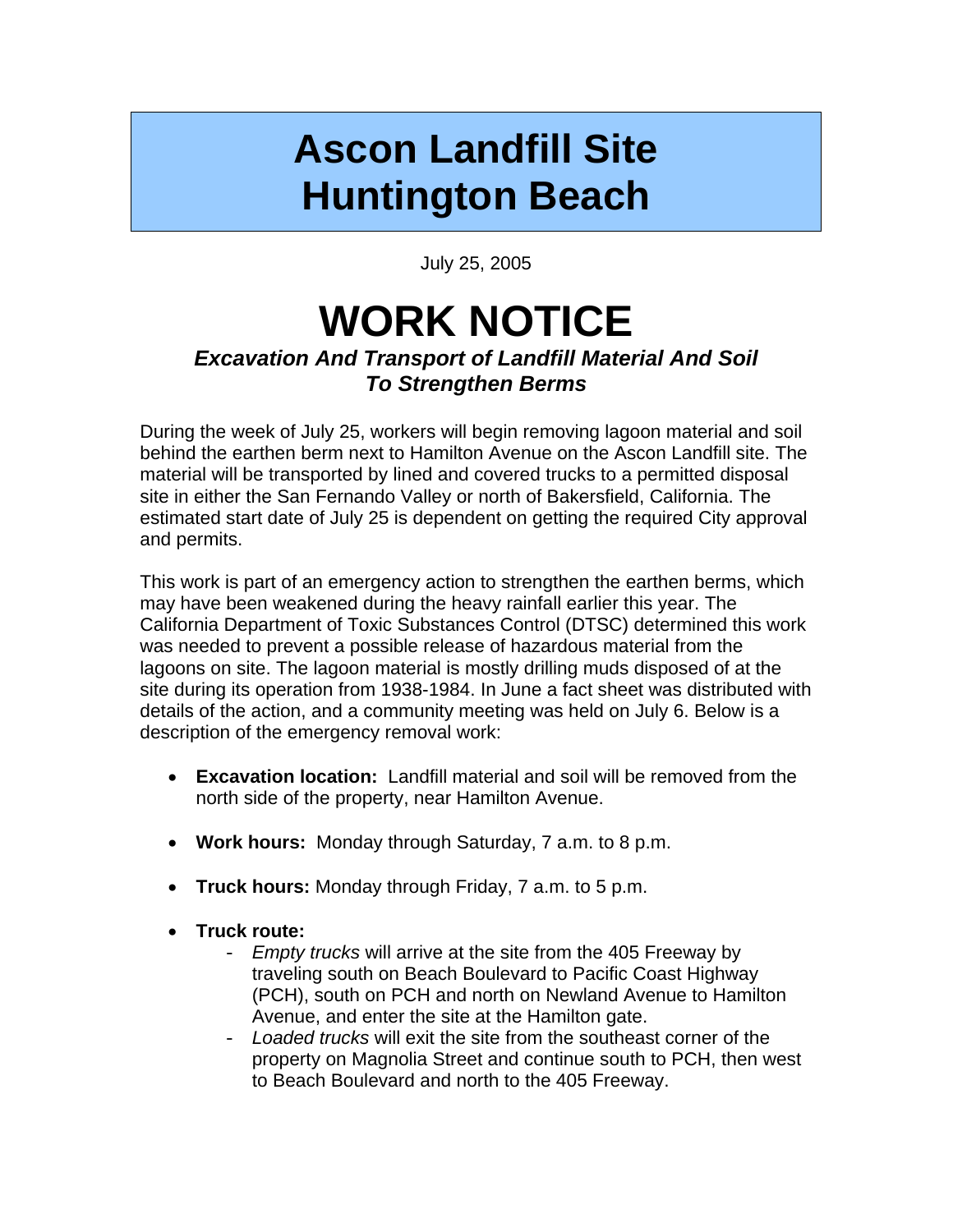# Ascon Landfill Site
# Huntington Beach

July 25, 2005

# WORK NOTICE

***Excavation And Transport of Landfill Material And Soil To Strengthen Berms***

During the week of July 25, workers will begin removing lagoon material and soil behind the earthen berm next to Hamilton Avenue on the Ascon Landfill site. The material will be transported by lined and covered trucks to a permitted disposal site in either the San Fernando Valley or north of Bakersfield, California. The estimated start date of July 25 is dependent on getting the required City approval and permits.

This work is part of an emergency action to strengthen the earthen berms, which may have been weakened during the heavy rainfall earlier this year. The California Department of Toxic Substances Control (DTSC) determined this work was needed to prevent a possible release of hazardous material from the lagoons on site. The lagoon material is mostly drilling muds disposed of at the site during its operation from 1938-1984. In June a fact sheet was distributed with details of the action, and a community meeting was held on July 6. Below is a description of the emergency removal work:

- **Excavation location:** Landfill material and soil will be removed from the north side of the property, near Hamilton Avenue.
- **Work hours:** Monday through Saturday, 7 a.m. to 8 p.m.
- **Truck hours:** Monday through Friday, 7 a.m. to 5 p.m.
- **Truck route:**
  - *Empty trucks* will arrive at the site from the 405 Freeway by traveling south on Beach Boulevard to Pacific Coast Highway (PCH), south on PCH and north on Newland Avenue to Hamilton Avenue, and enter the site at the Hamilton gate.
  - *Loaded trucks* will exit the site from the southeast corner of the property on Magnolia Street and continue south to PCH, then west to Beach Boulevard and north to the 405 Freeway.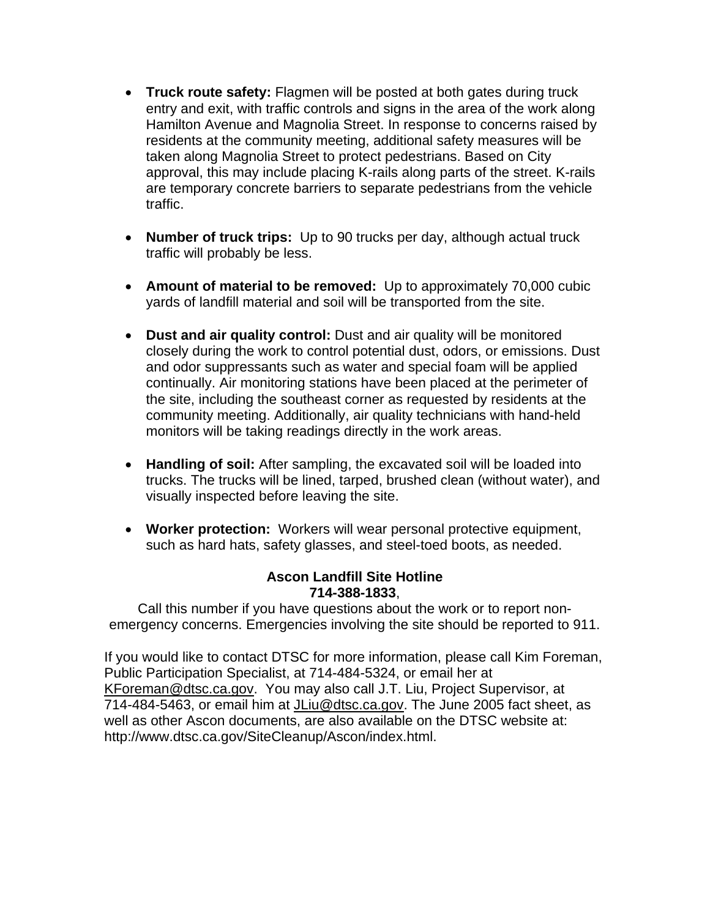- **Truck route safety:** Flagmen will be posted at both gates during truck entry and exit, with traffic controls and signs in the area of the work along Hamilton Avenue and Magnolia Street. In response to concerns raised by residents at the community meeting, additional safety measures will be taken along Magnolia Street to protect pedestrians. Based on City approval, this may include placing K-rails along parts of the street. K-rails are temporary concrete barriers to separate pedestrians from the vehicle traffic.

- **Number of truck trips:** Up to 90 trucks per day, although actual truck traffic will probably be less.

- **Amount of material to be removed:** Up to approximately 70,000 cubic yards of landfill material and soil will be transported from the site.

- **Dust and air quality control:** Dust and air quality will be monitored closely during the work to control potential dust, odors, or emissions. Dust and odor suppressants such as water and special foam will be applied continually. Air monitoring stations have been placed at the perimeter of the site, including the southeast corner as requested by residents at the community meeting. Additionally, air quality technicians with hand-held monitors will be taking readings directly in the work areas.

- **Handling of soil:** After sampling, the excavated soil will be loaded into trucks. The trucks will be lined, tarped, brushed clean (without water), and visually inspected before leaving the site.

- **Worker protection:** Workers will wear personal protective equipment, such as hard hats, safety glasses, and steel-toed boots, as needed.

**Ascon Landfill Site Hotline**
**714-388-1833**,
Call this number if you have questions about the work or to report non-emergency concerns. Emergencies involving the site should be reported to 911.

If you would like to contact DTSC for more information, please call Kim Foreman, Public Participation Specialist, at 714-484-5324, or email her at KForeman@dtsc.ca.gov. You may also call J.T. Liu, Project Supervisor, at 714-484-5463, or email him at JLiu@dtsc.ca.gov. The June 2005 fact sheet, as well as other Ascon documents, are also available on the DTSC website at: http://www.dtsc.ca.gov/SiteCleanup/Ascon/index.html.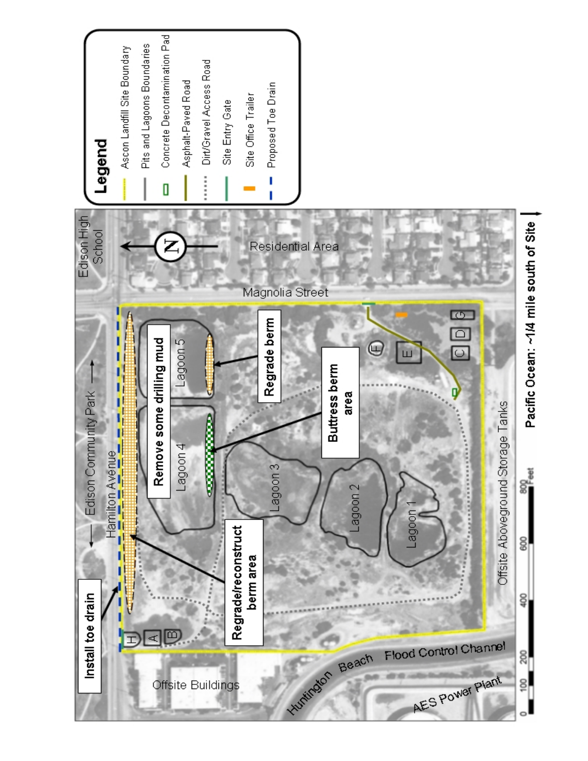Legend

Ascon Landfill Site Boundary

Pits and Lagoons Boundaries

Concrete Decontamination Pad

Asphalt-Paved Road

Dirt/Gravel Access Road

Site Entry Gate

Site Office Trailer

Proposed Toe Drain

Edison High School

N

Residential Area

Magnolia Street

Edison Community Park

Hamilton Avenue

Install toe drain

Regrade/reconstruct berm area

Remove some drilling mud

Regrade berm

Buttress berm area

Lagoon 5

Lagoon 4

Lagoon 3

Lagoon 2

Lagoon 1

A

B

C

D

E

F

G

H

Offsite Buildings

Huntington Beach Flood Control Channel

AES Power Plant

Offsite Aboveground Storage Tanks

Pacific Ocean: ~1/4 mile south of Site

0 100 200 400 600 800 Feet